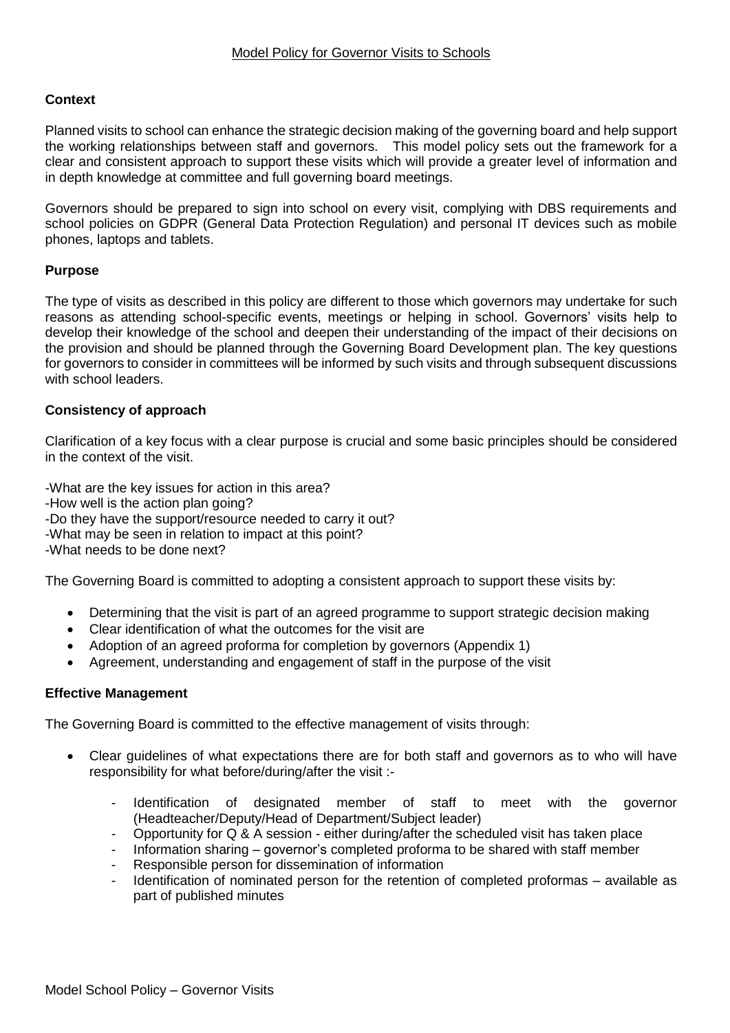# Model Policy for Governor Visits to Schools

## Context

Planned visits to school can enhance the strategic decision making of the governing board and help support the working relationships between staff and governors. This model policy sets out the framework for a clear and consistent approach to support these visits which will provide a greater level of information and in depth knowledge at committee and full governing board meetings.

Governors should be prepared to sign into school on every visit, complying with DBS requirements and school policies on GDPR (General Data Protection Regulation) and personal IT devices such as mobile phones, laptops and tablets.

## Purpose

The type of visits as described in this policy are different to those which governors may undertake for such reasons as attending school-specific events, meetings or helping in school. Governors' visits help to develop their knowledge of the school and deepen their understanding of the impact of their decisions on the provision and should be planned through the Governing Board Development plan. The key questions for governors to consider in committees will be informed by such visits and through subsequent discussions with school leaders.

## Consistency of approach

Clarification of a key focus with a clear purpose is crucial and some basic principles should be considered in the context of the visit.

-What are the key issues for action in this area?
-How well is the action plan going?
-Do they have the support/resource needed to carry it out?
-What may be seen in relation to impact at this point?
-What needs to be done next?

The Governing Board is committed to adopting a consistent approach to support these visits by:

- Determining that the visit is part of an agreed programme to support strategic decision making
- Clear identification of what the outcomes for the visit are
- Adoption of an agreed proforma for completion by governors (Appendix 1)
- Agreement, understanding and engagement of staff in the purpose of the visit

## Effective Management

The Governing Board is committed to the effective management of visits through:

- Clear guidelines of what expectations there are for both staff and governors as to who will have responsibility for what before/during/after the visit :-
  - Identification of designated member of staff to meet with the governor (Headteacher/Deputy/Head of Department/Subject leader)
  - Opportunity for Q & A session - either during/after the scheduled visit has taken place
  - Information sharing – governor's completed proforma to be shared with staff member
  - Responsible person for dissemination of information
  - Identification of nominated person for the retention of completed proformas – available as part of published minutes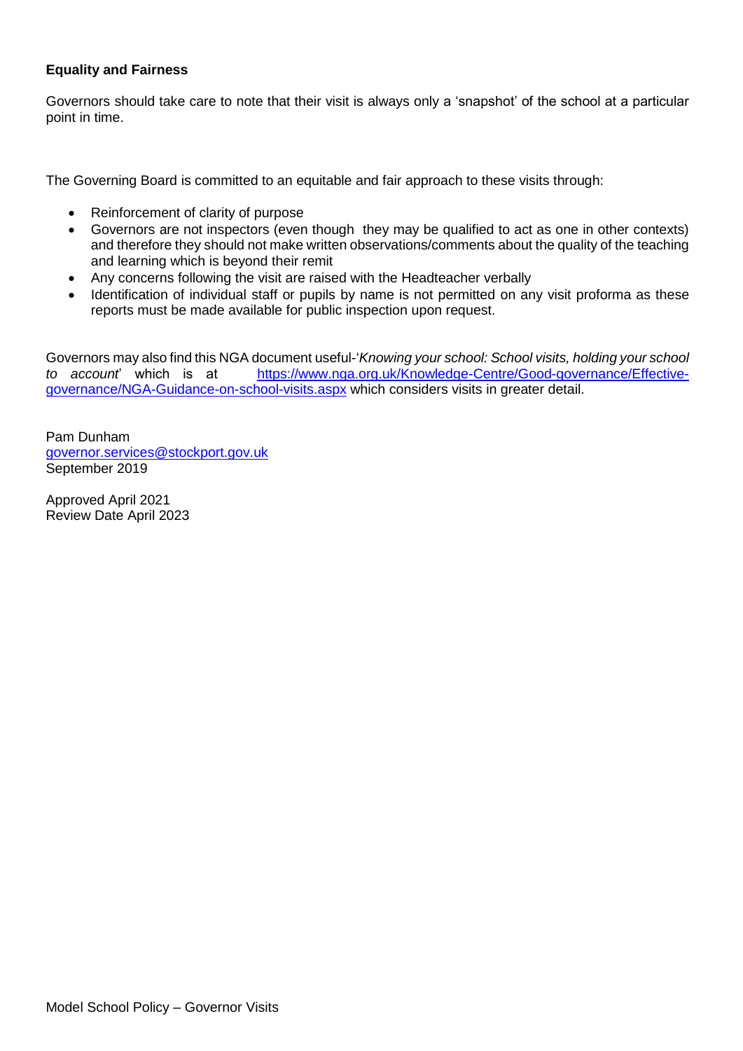**Equality and Fairness**

Governors should take care to note that their visit is always only a 'snapshot' of the school at a particular point in time.

The Governing Board is committed to an equitable and fair approach to these visits through:

- Reinforcement of clarity of purpose
- Governors are not inspectors (even though they may be qualified to act as one in other contexts) and therefore they should not make written observations/comments about the quality of the teaching and learning which is beyond their remit
- Any concerns following the visit are raised with the Headteacher verbally
- Identification of individual staff or pupils by name is not permitted on any visit proforma as these reports must be made available for public inspection upon request.

Governors may also find this NGA document useful-'*Knowing your school: School visits, holding your school to account*' which is at [https://www.nga.org.uk/Knowledge-Centre/Good-governance/Effective-governance/NGA-Guidance-on-school-visits.aspx](https://www.nga.org.uk/Knowledge-Centre/Good-governance/Effective-governance/NGA-Guidance-on-school-visits.aspx) which considers visits in greater detail.

Pam Dunham
[governor.services@stockport.gov.uk](mailto:governor.services@stockport.gov.uk)
September 2019

Approved April 2021
Review Date April 2023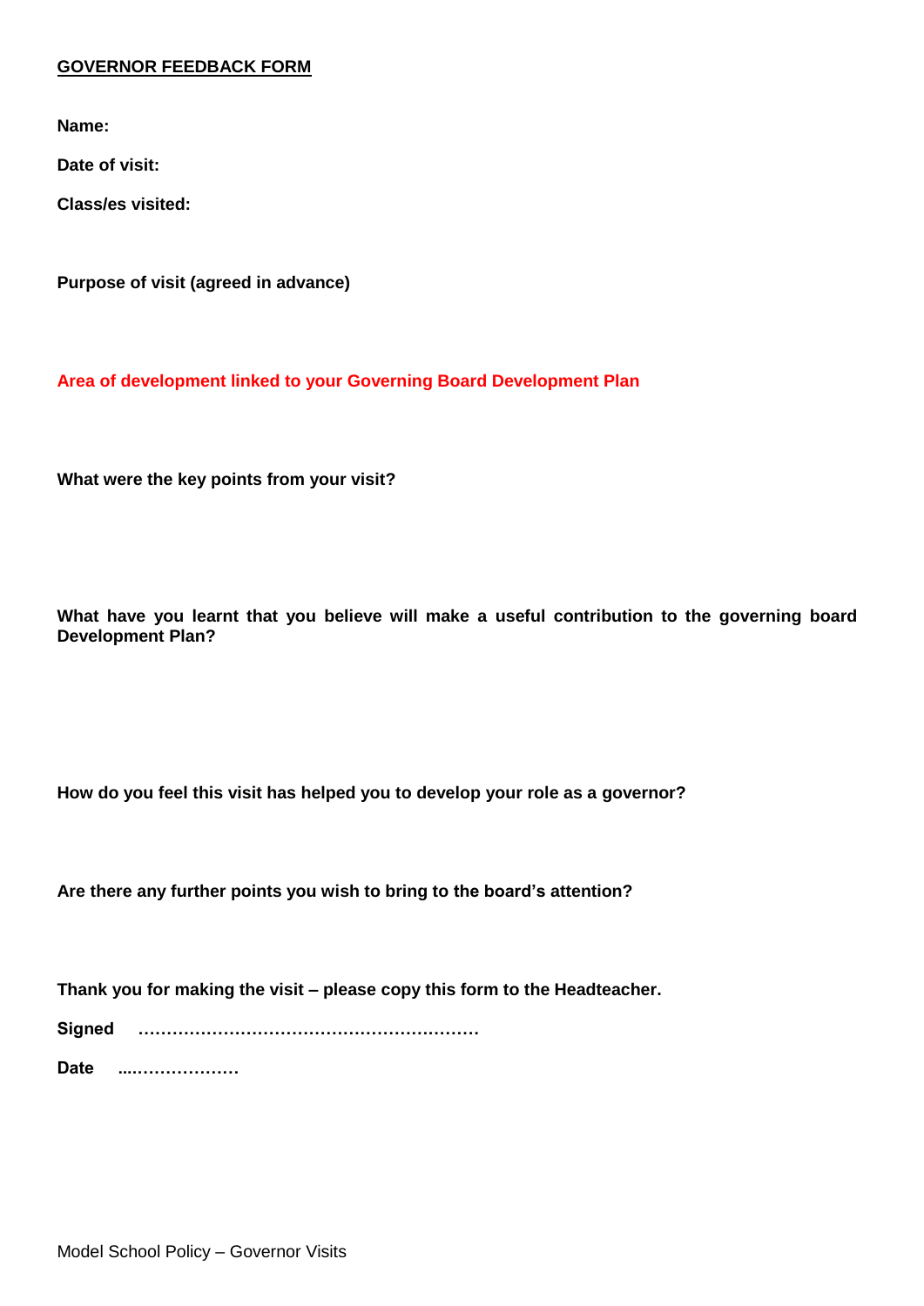## GOVERNOR FEEDBACK FORM

**Name:**

**Date of visit:**

**Class/es visited:**

**Purpose of visit (agreed in advance)**

**Area of development linked to your Governing Board Development Plan**

**What were the key points from your visit?**

**What have you learnt that you believe will make a useful contribution to the governing board Development Plan?**

**How do you feel this visit has helped you to develop your role as a governor?**

**Are there any further points you wish to bring to the board's attention?**

**Thank you for making the visit – please copy this form to the Headteacher.**

**Signed ……………………………………………………**

**Date ...…………………**